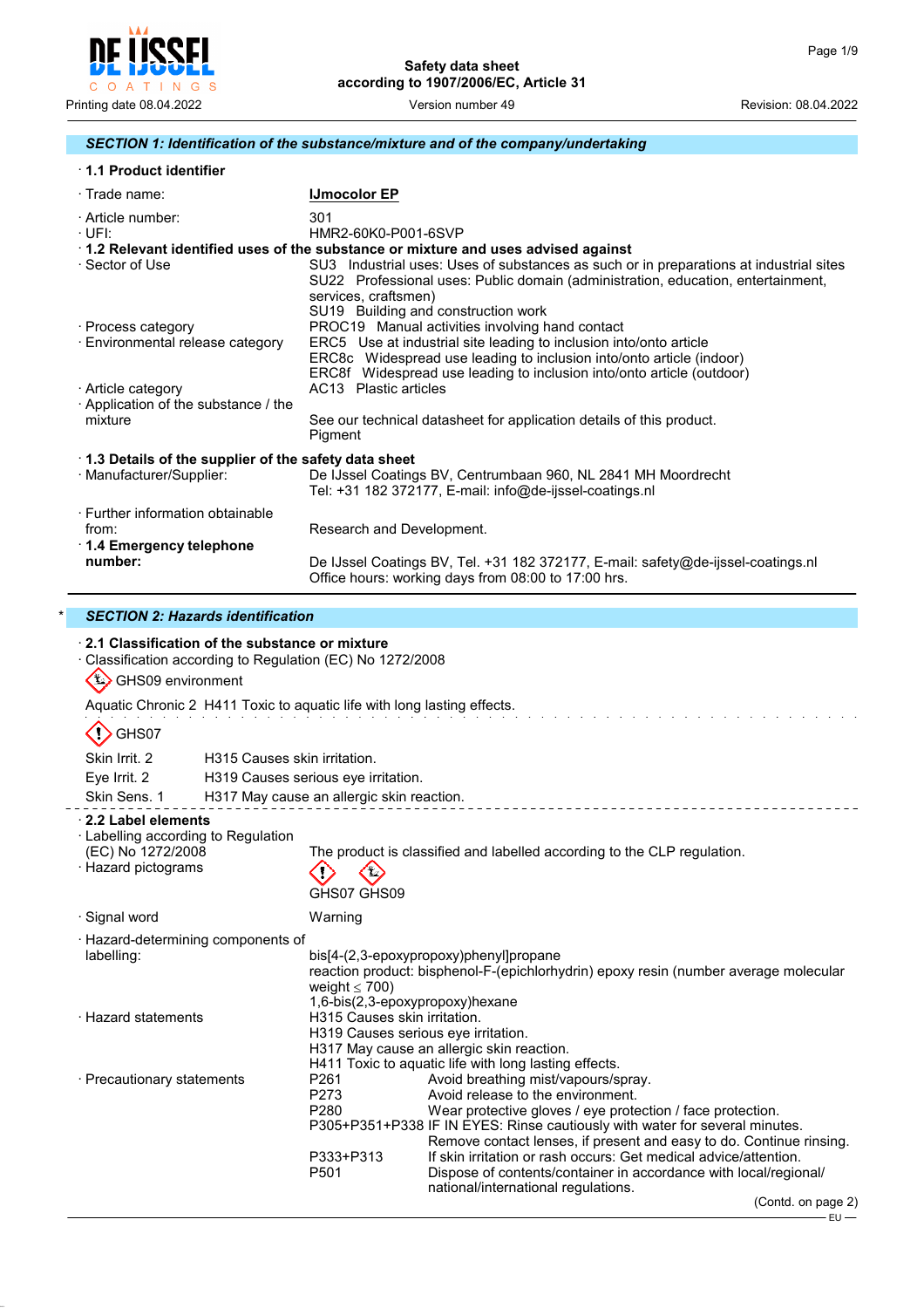# Safety data sheet
according to 1907/2006/EC, Article 31

Printing date 08.04.2022 | Version number 49 | Revision: 08.04.2022

## SECTION 1: Identification of the substance/mixture and of the company/undertaking

### · 1.1 Product identifier

· Trade name: **IJmocolor EP**

· Article number: 301

· UFI: HMR2-60K0-P001-6SVP

### · 1.2 Relevant identified uses of the substance or mixture and uses advised against

· Sector of Use
- SU3 Industrial uses: Uses of substances as such or in preparations at industrial sites
- SU22 Professional uses: Public domain (administration, education, entertainment, services, craftsmen)
- SU19 Building and construction work

· Process category
- PROC19 Manual activities involving hand contact

· Environmental release category
- ERC5 Use at industrial site leading to inclusion into/onto article
- ERC8c Widespread use leading to inclusion into/onto article (indoor)
- ERC8f Widespread use leading to inclusion into/onto article (outdoor)

· Article category
- AC13 Plastic articles

· Application of the substance / the mixture
See our technical datasheet for application details of this product.
Pigment

### · 1.3 Details of the supplier of the safety data sheet

· Manufacturer/Supplier:
De IJssel Coatings BV, Centrumbaan 960, NL 2841 MH Moordrecht
Tel: +31 182 372177, E-mail: info@de-ijssel-coatings.nl

· Further information obtainable from: Research and Development.

### · 1.4 Emergency telephone number:

De IJssel Coatings BV, Tel. +31 182 372177, E-mail: safety@de-ijssel-coatings.nl
Office hours: working days from 08:00 to 17:00 hrs.

## * SECTION 2: Hazards identification

### · 2.1 Classification of the substance or mixture

· Classification according to Regulation (EC) No 1272/2008

GHS09 environment

Aquatic Chronic 2 H411 Toxic to aquatic life with long lasting effects.

GHS07

| | |
|---|---|
| Skin Irrit. 2 | H315 Causes skin irritation. |
| Eye Irrit. 2 | H319 Causes serious eye irritation. |
| Skin Sens. 1 | H317 May cause an allergic skin reaction. |

### · 2.2 Label elements

· Labelling according to Regulation (EC) No 1272/2008
The product is classified and labelled according to the CLP regulation.

· Hazard pictograms
GHS07 GHS09

· Signal word
Warning

· Hazard-determining components of labelling:
- bis[4-(2,3-epoxypropoxy)phenyl]propane
- reaction product: bisphenol-F-(epichlorhydrin) epoxy resin (number average molecular weight ≤ 700)
- 1,6-bis(2,3-epoxypropoxy)hexane

· Hazard statements
- H315 Causes skin irritation.
- H319 Causes serious eye irritation.
- H317 May cause an allergic skin reaction.
- H411 Toxic to aquatic life with long lasting effects.

· Precautionary statements

| | |
|---|---|
| P261 | Avoid breathing mist/vapours/spray. |
| P273 | Avoid release to the environment. |
| P280 | Wear protective gloves / eye protection / face protection. |
| P305+P351+P338 | IF IN EYES: Rinse cautiously with water for several minutes. Remove contact lenses, if present and easy to do. Continue rinsing. |
| P333+P313 | If skin irritation or rash occurs: Get medical advice/attention. |
| P501 | Dispose of contents/container in accordance with local/regional/ national/international regulations. |

(Contd. on page 2)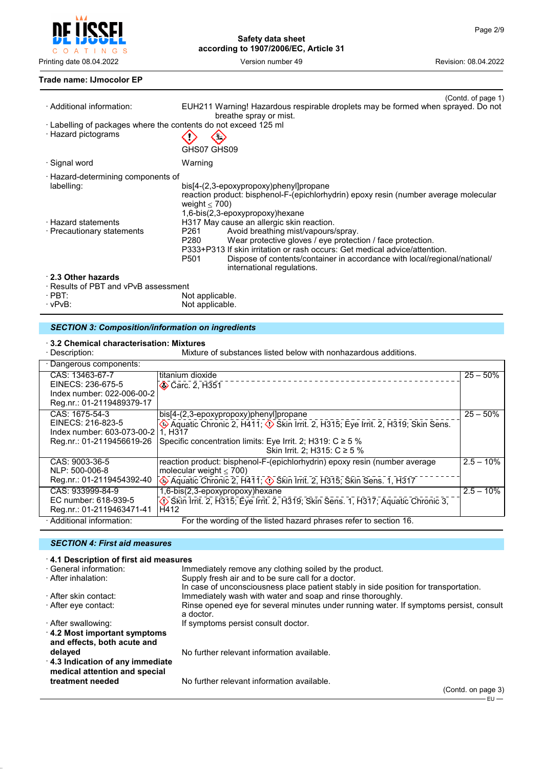Trade name: IJmocolor EP

(Contd. of page 1)

· Additional information: EUH211 Warning! Hazardous respirable droplets may be formed when sprayed. Do not breathe spray or mist.

· Labelling of packages where the contents do not exceed 125 ml

· Hazard pictograms

GHS07 GHS09

· Signal word: Warning

· Hazard-determining components of labelling:
bis[4-(2,3-epoxypropoxy)phenyl]propane
reaction product: bisphenol-F-(epichlorhydrin) epoxy resin (number average molecular weight ≤ 700)
1,6-bis(2,3-epoxypropoxy)hexane

· Hazard statements: H317 May cause an allergic skin reaction.

· Precautionary statements:
P261 Avoid breathing mist/vapours/spray.
P280 Wear protective gloves / eye protection / face protection.
P333+P313 If skin irritation or rash occurs: Get medical advice/attention.
P501 Dispose of contents/container in accordance with local/regional/national/ international regulations.

### · 2.3 Other hazards

· Results of PBT and vPvB assessment
· PBT: Not applicable.
· vPvB: Not applicable.

## SECTION 3: Composition/information on ingredients

### · 3.2 Chemical characterisation: Mixtures

· Description: Mixture of substances listed below with nonhazardous additions.

· Dangerous components:

| Identifiers | Substance / Classification | Concentration |
|---|---|---|
| CAS: 13463-67-7<br>EINECS: 236-675-5<br>Index number: 022-006-00-2<br>Reg.nr.: 01-2119489379-17 | titanium dioxide<br>Carc. 2, H351 | 25 – 50% |
| CAS: 1675-54-3<br>EINECS: 216-823-5<br>Index number: 603-073-00-2<br>Reg.nr.: 01-2119456619-26 | bis[4-(2,3-epoxypropoxy)phenyl]propane<br>Aquatic Chronic 2, H411; Skin Irrit. 2, H315; Eye Irrit. 2, H319; Skin Sens. 1, H317<br>Specific concentration limits: Eye Irrit. 2; H319: C ≥ 5 %<br>Skin Irrit. 2; H315: C ≥ 5 % | 25 – 50% |
| CAS: 9003-36-5<br>NLP: 500-006-8<br>Reg.nr.: 01-2119454392-40 | reaction product: bisphenol-F-(epichlorhydrin) epoxy resin (number average molecular weight ≤ 700)<br>Aquatic Chronic 2, H411; Skin Irrit. 2, H315; Skin Sens. 1, H317 | 2.5 – 10% |
| CAS: 933999-84-9<br>EC number: 618-939-5<br>Reg.nr.: 01-2119463471-41 | 1,6-bis(2,3-epoxypropoxy)hexane<br>Skin Irrit. 2, H315; Eye Irrit. 2, H319; Skin Sens. 1, H317; Aquatic Chronic 3, H412 | 2.5 – 10% |

· Additional information: For the wording of the listed hazard phrases refer to section 16.

## SECTION 4: First aid measures

### · 4.1 Description of first aid measures

· General information: Immediately remove any clothing soiled by the product.

· After inhalation: Supply fresh air and to be sure call for a doctor.
In case of unconsciousness place patient stably in side position for transportation.

· After skin contact: Immediately wash with water and soap and rinse thoroughly.

· After eye contact: Rinse opened eye for several minutes under running water. If symptoms persist, consult a doctor.

· After swallowing: If symptoms persist consult doctor.

**· 4.2 Most important symptoms and effects, both acute and delayed** No further relevant information available.

**· 4.3 Indication of any immediate medical attention and special treatment needed** No further relevant information available.

(Contd. on page 3)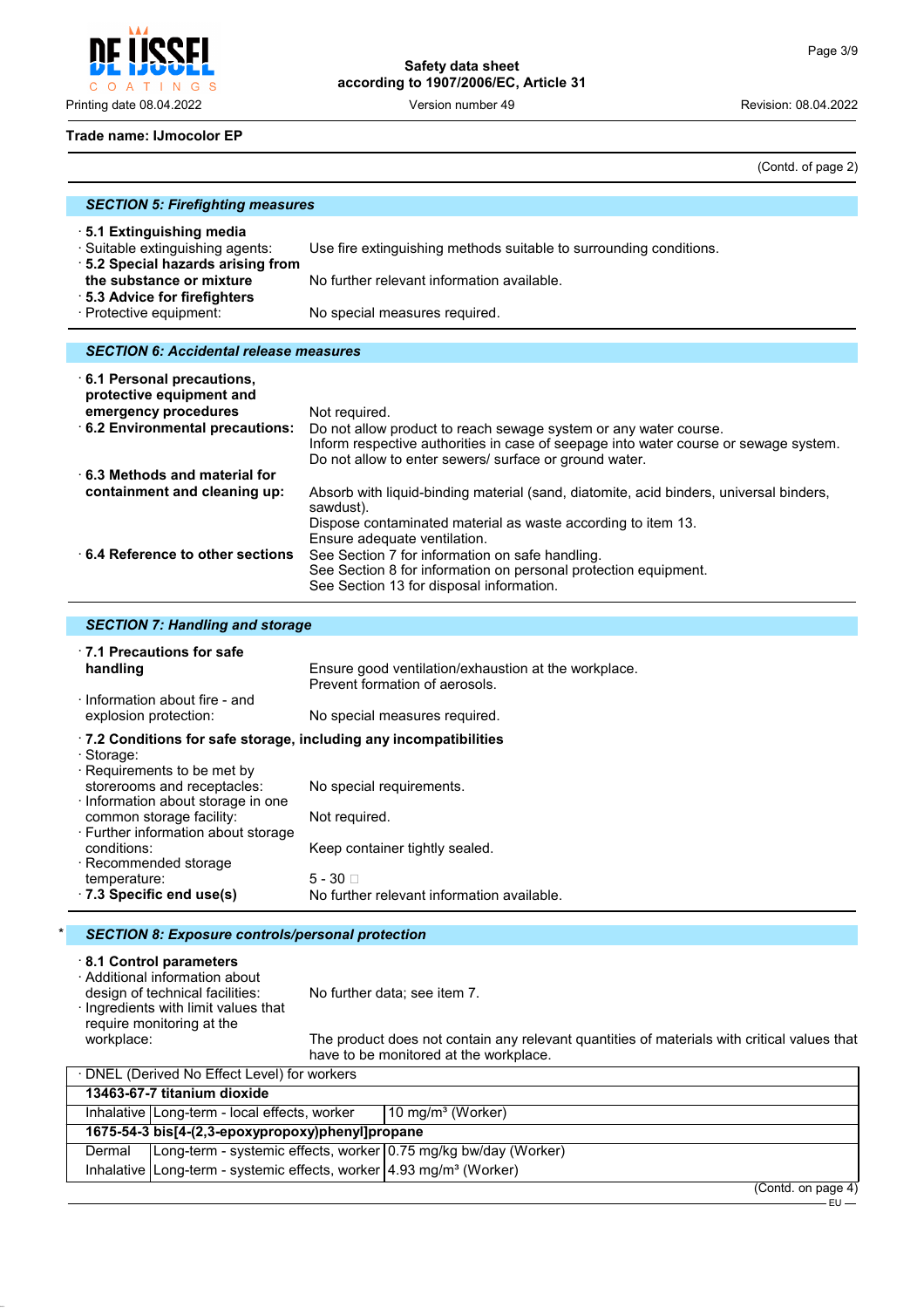Trade name: IJmocolor EP

(Contd. of page 2)

## SECTION 5: Firefighting measures

· **5.1 Extinguishing media**
· Suitable extinguishing agents: Use fire extinguishing methods suitable to surrounding conditions.
· **5.2 Special hazards arising from the substance or mixture** No further relevant information available.
· **5.3 Advice for firefighters**
· Protective equipment: No special measures required.

## SECTION 6: Accidental release measures

· **6.1 Personal precautions, protective equipment and emergency procedures** Not required.
· **6.2 Environmental precautions:** Do not allow product to reach sewage system or any water course.
Inform respective authorities in case of seepage into water course or sewage system.
Do not allow to enter sewers/ surface or ground water.
· **6.3 Methods and material for containment and cleaning up:** Absorb with liquid-binding material (sand, diatomite, acid binders, universal binders, sawdust).
Dispose contaminated material as waste according to item 13.
Ensure adequate ventilation.
· **6.4 Reference to other sections** See Section 7 for information on safe handling.
See Section 8 for information on personal protection equipment.
See Section 13 for disposal information.

## SECTION 7: Handling and storage

· **7.1 Precautions for safe handling** Ensure good ventilation/exhaustion at the workplace.
Prevent formation of aerosols.
· Information about fire - and explosion protection: No special measures required.

· **7.2 Conditions for safe storage, including any incompatibilities**
· Storage:
· Requirements to be met by storerooms and receptacles: No special requirements.
· Information about storage in one common storage facility: Not required.
· Further information about storage conditions: Keep container tightly sealed.
· Recommended storage temperature: 5 - 30 
· **7.3 Specific end use(s)** No further relevant information available.

## * SECTION 8: Exposure controls/personal protection

· **8.1 Control parameters**
· Additional information about design of technical facilities: No further data; see item 7.
· Ingredients with limit values that require monitoring at the workplace: The product does not contain any relevant quantities of materials with critical values that have to be monitored at the workplace.

| · DNEL (Derived No Effect Level) for workers | | |
|---|---|---|
| **13463-67-7 titanium dioxide** | | |
| Inhalative | Long-term - local effects, worker | 10 mg/m³ (Worker) |
| **1675-54-3 bis[4-(2,3-epoxypropoxy)phenyl]propane** | | |
| Dermal | Long-term - systemic effects, worker | 0.75 mg/kg bw/day (Worker) |
| Inhalative | Long-term - systemic effects, worker | 4.93 mg/m³ (Worker) |

(Contd. on page 4)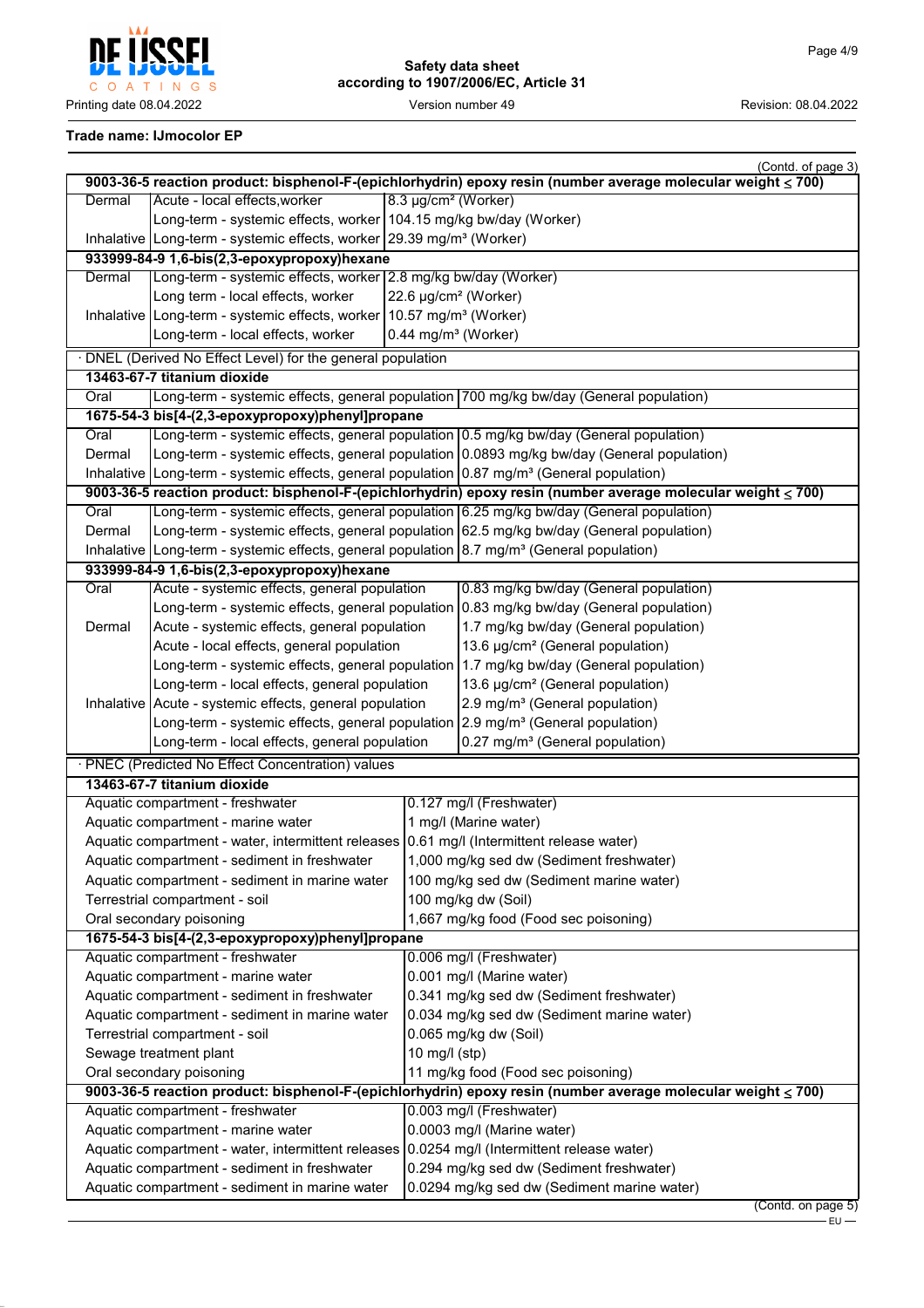**Trade name: IJmocolor EP**

(Contd. of page 3)

| 9003-36-5 reaction product: bisphenol-F-(epichlorhydrin) epoxy resin (number average molecular weight ≤ 700) | | |
|---|---|---|
| Dermal | Acute - local effects,worker | 8.3 µg/cm² (Worker) |
| | Long-term - systemic effects, worker | 104.15 mg/kg bw/day (Worker) |
| Inhalative | Long-term - systemic effects, worker | 29.39 mg/m³ (Worker) |
| **933999-84-9 1,6-bis(2,3-epoxypropoxy)hexane** | | |
| Dermal | Long-term - systemic effects, worker | 2.8 mg/kg bw/day (Worker) |
| | Long term - local effects, worker | 22.6 µg/cm² (Worker) |
| Inhalative | Long-term - systemic effects, worker | 10.57 mg/m³ (Worker) |
| | Long-term - local effects, worker | 0.44 mg/m³ (Worker) |

· DNEL (Derived No Effect Level) for the general population

| 13463-67-7 titanium dioxide | | |
|---|---|---|
| Oral | Long-term - systemic effects, general population | 700 mg/kg bw/day (General population) |
| **1675-54-3 bis[4-(2,3-epoxypropoxy)phenyl]propane** | | |
| Oral | Long-term - systemic effects, general population | 0.5 mg/kg bw/day (General population) |
| Dermal | Long-term - systemic effects, general population | 0.0893 mg/kg bw/day (General population) |
| Inhalative | Long-term - systemic effects, general population | 0.87 mg/m³ (General population) |
| **9003-36-5 reaction product: bisphenol-F-(epichlorhydrin) epoxy resin (number average molecular weight ≤ 700)** | | |
| Oral | Long-term - systemic effects, general population | 6.25 mg/kg bw/day (General population) |
| Dermal | Long-term - systemic effects, general population | 62.5 mg/kg bw/day (General population) |
| Inhalative | Long-term - systemic effects, general population | 8.7 mg/m³ (General population) |
| **933999-84-9 1,6-bis(2,3-epoxypropoxy)hexane** | | |
| Oral | Acute - systemic effects, general population | 0.83 mg/kg bw/day (General population) |
| | Long-term - systemic effects, general population | 0.83 mg/kg bw/day (General population) |
| Dermal | Acute - systemic effects, general population | 1.7 mg/kg bw/day (General population) |
| | Acute - local effects, general population | 13.6 µg/cm² (General population) |
| | Long-term - systemic effects, general population | 1.7 mg/kg bw/day (General population) |
| | Long-term - local effects, general population | 13.6 µg/cm² (General population) |
| Inhalative | Acute - systemic effects, general population | 2.9 mg/m³ (General population) |
| | Long-term - systemic effects, general population | 2.9 mg/m³ (General population) |
| | Long-term - local effects, general population | 0.27 mg/m³ (General population) |

· PNEC (Predicted No Effect Concentration) values

| 13463-67-7 titanium dioxide | |
|---|---|
| Aquatic compartment - freshwater | 0.127 mg/l (Freshwater) |
| Aquatic compartment - marine water | 1 mg/l (Marine water) |
| Aquatic compartment - water, intermittent releases | 0.61 mg/l (Intermittent release water) |
| Aquatic compartment - sediment in freshwater | 1,000 mg/kg sed dw (Sediment freshwater) |
| Aquatic compartment - sediment in marine water | 100 mg/kg sed dw (Sediment marine water) |
| Terrestrial compartment - soil | 100 mg/kg dw (Soil) |
| Oral secondary poisoning | 1,667 mg/kg food (Food sec poisoning) |
| **1675-54-3 bis[4-(2,3-epoxypropoxy)phenyl]propane** | |
| Aquatic compartment - freshwater | 0.006 mg/l (Freshwater) |
| Aquatic compartment - marine water | 0.001 mg/l (Marine water) |
| Aquatic compartment - sediment in freshwater | 0.341 mg/kg sed dw (Sediment freshwater) |
| Aquatic compartment - sediment in marine water | 0.034 mg/kg sed dw (Sediment marine water) |
| Terrestrial compartment - soil | 0.065 mg/kg dw (Soil) |
| Sewage treatment plant | 10 mg/l (stp) |
| Oral secondary poisoning | 11 mg/kg food (Food sec poisoning) |
| **9003-36-5 reaction product: bisphenol-F-(epichlorhydrin) epoxy resin (number average molecular weight ≤ 700)** | |
| Aquatic compartment - freshwater | 0.003 mg/l (Freshwater) |
| Aquatic compartment - marine water | 0.0003 mg/l (Marine water) |
| Aquatic compartment - water, intermittent releases | 0.0254 mg/l (Intermittent release water) |
| Aquatic compartment - sediment in freshwater | 0.294 mg/kg sed dw (Sediment freshwater) |
| Aquatic compartment - sediment in marine water | 0.0294 mg/kg sed dw (Sediment marine water) |

(Contd. on page 5)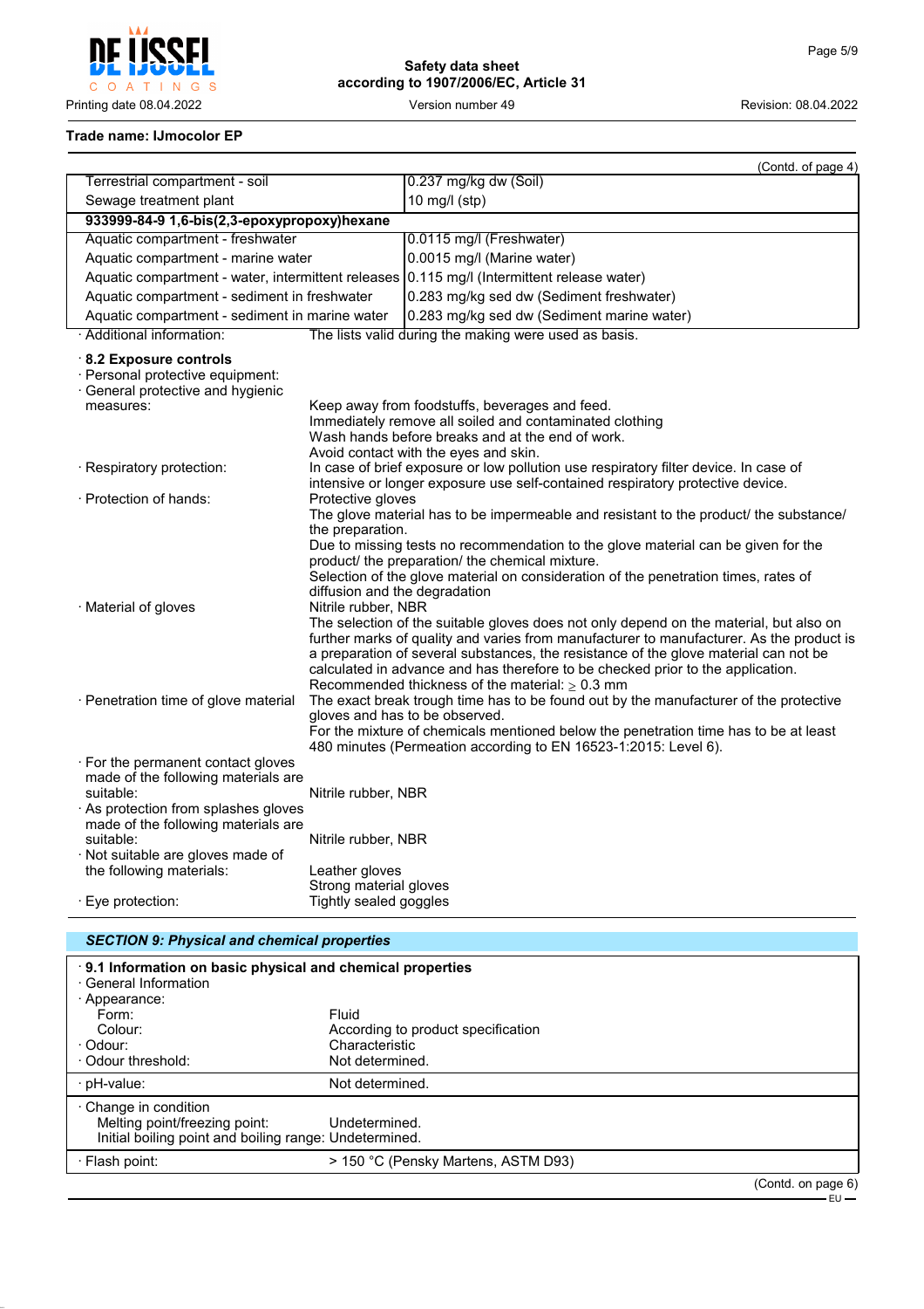**Trade name: IJmocolor EP**

(Contd. of page 4)

| | |
|---|---|
| Terrestrial compartment - soil | 0.237 mg/kg dw (Soil) |
| Sewage treatment plant | 10 mg/l (stp) |
| **933999-84-9 1,6-bis(2,3-epoxypropoxy)hexane** | |
| Aquatic compartment - freshwater | 0.0115 mg/l (Freshwater) |
| Aquatic compartment - marine water | 0.0015 mg/l (Marine water) |
| Aquatic compartment - water, intermittent releases | 0.115 mg/l (Intermittent release water) |
| Aquatic compartment - sediment in freshwater | 0.283 mg/kg sed dw (Sediment freshwater) |
| Aquatic compartment - sediment in marine water | 0.283 mg/kg sed dw (Sediment marine water) |

· Additional information: The lists valid during the making were used as basis.

· **8.2 Exposure controls**

· Personal protective equipment:

· General protective and hygienic measures:
Keep away from foodstuffs, beverages and feed.
Immediately remove all soiled and contaminated clothing
Wash hands before breaks and at the end of work.
Avoid contact with the eyes and skin.

· Respiratory protection: In case of brief exposure or low pollution use respiratory filter device. In case of intensive or longer exposure use self-contained respiratory protective device.

· Protection of hands: Protective gloves
The glove material has to be impermeable and resistant to the product/ the substance/ the preparation.
Due to missing tests no recommendation to the glove material can be given for the product/ the preparation/ the chemical mixture.
Selection of the glove material on consideration of the penetration times, rates of diffusion and the degradation

· Material of gloves Nitrile rubber, NBR
The selection of the suitable gloves does not only depend on the material, but also on further marks of quality and varies from manufacturer to manufacturer. As the product is a preparation of several substances, the resistance of the glove material can not be calculated in advance and has therefore to be checked prior to the application.
Recommended thickness of the material: ≥ 0.3 mm

· Penetration time of glove material The exact break trough time has to be found out by the manufacturer of the protective gloves and has to be observed.
For the mixture of chemicals mentioned below the penetration time has to be at least 480 minutes (Permeation according to EN 16523-1:2015: Level 6).

· For the permanent contact gloves made of the following materials are suitable: Nitrile rubber, NBR

· As protection from splashes gloves made of the following materials are suitable: Nitrile rubber, NBR

· Not suitable are gloves made of the following materials: Leather gloves
Strong material gloves

· Eye protection: Tightly sealed goggles

## *SECTION 9: Physical and chemical properties*

· **9.1 Information on basic physical and chemical properties**

· General Information

· Appearance:
- Form: Fluid
- Colour: According to product specification

· Odour: Characteristic

· Odour threshold: Not determined.

· pH-value: Not determined.

· Change in condition
- Melting point/freezing point: Undetermined.
- Initial boiling point and boiling range: Undetermined.

· Flash point: > 150 °C (Pensky Martens, ASTM D93)

(Contd. on page 6)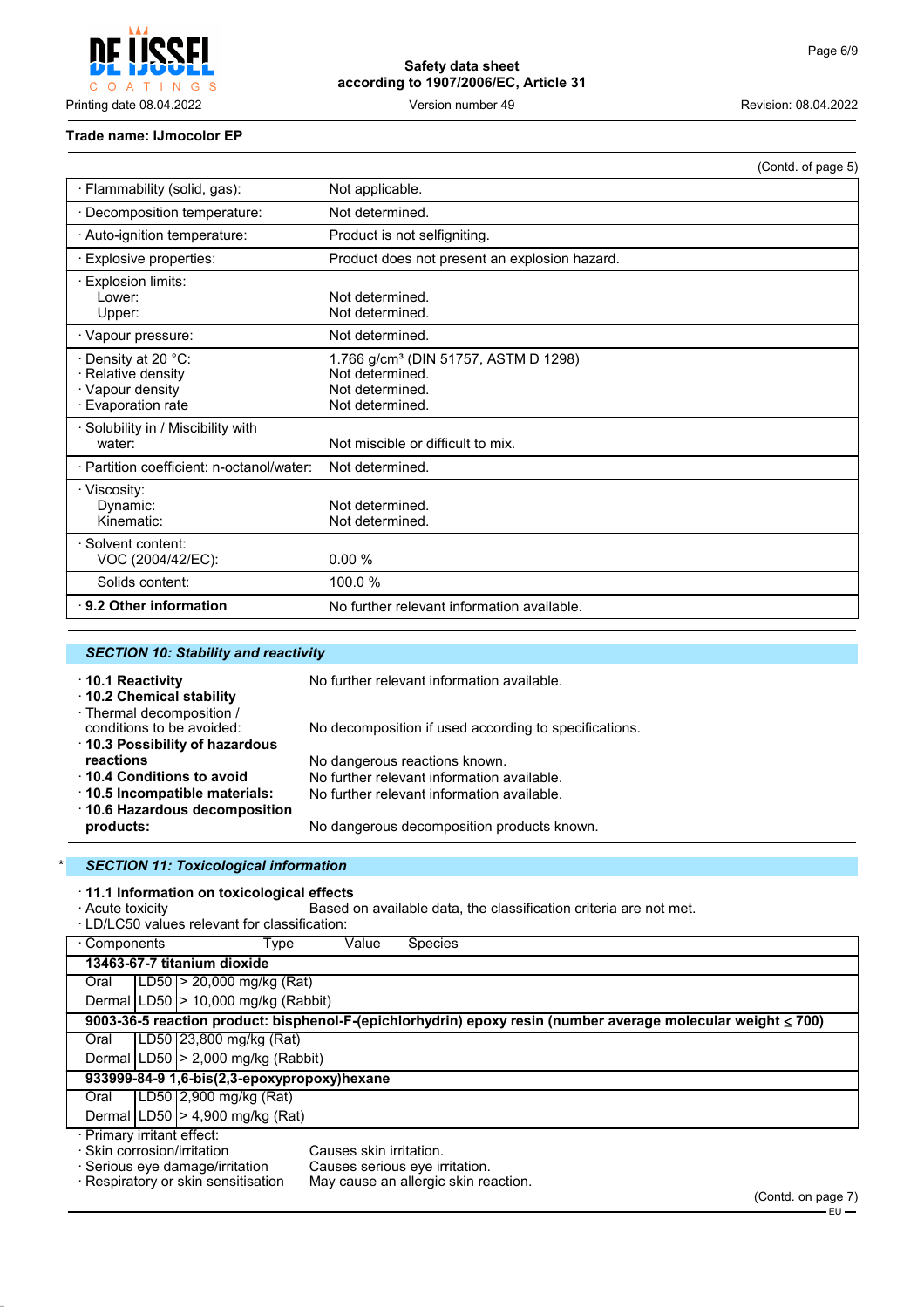Trade name: IJmocolor EP

(Contd. of page 5)

| | |
|---|---|
| · Flammability (solid, gas): | Not applicable. |
| · Decomposition temperature: | Not determined. |
| · Auto-ignition temperature: | Product is not selfigniting. |
| · Explosive properties: | Product does not present an explosion hazard. |
| · Explosion limits:<br>Lower:<br>Upper: | <br>Not determined.<br>Not determined. |
| · Vapour pressure: | Not determined. |
| · Density at 20 °C:<br>· Relative density<br>· Vapour density<br>· Evaporation rate | 1.766 g/cm³ (DIN 51757, ASTM D 1298)<br>Not determined.<br>Not determined.<br>Not determined. |
| · Solubility in / Miscibility with<br>water: | <br>Not miscible or difficult to mix. |
| · Partition coefficient: n-octanol/water: | Not determined. |
| · Viscosity:<br>Dynamic:<br>Kinematic: | <br>Not determined.<br>Not determined. |
| · Solvent content:<br>VOC (2004/42/EC): | <br>0.00 % |
| Solids content: | 100.0 % |
| **· 9.2 Other information** | No further relevant information available. |

## SECTION 10: Stability and reactivity

- **10.1 Reactivity** No further relevant information available.
- **10.2 Chemical stability**
- Thermal decomposition / conditions to be avoided: No decomposition if used according to specifications.
- **10.3 Possibility of hazardous reactions** No dangerous reactions known.
- **10.4 Conditions to avoid** No further relevant information available.
- **10.5 Incompatible materials:** No further relevant information available.
- **10.6 Hazardous decomposition products:** No dangerous decomposition products known.

## * SECTION 11: Toxicological information

- **11.1 Information on toxicological effects**
- Acute toxicity Based on available data, the classification criteria are not met.
- LD/LC50 values relevant for classification:

| · Components | Type | Value | Species |
|---|---|---|---|
| **13463-67-7 titanium dioxide** | | | |
| Oral | LD50 | > 20,000 mg/kg | (Rat) |
| Dermal | LD50 | > 10,000 mg/kg | (Rabbit) |
| **9003-36-5 reaction product: bisphenol-F-(epichlorhydrin) epoxy resin (number average molecular weight ≤ 700)** | | | |
| Oral | LD50 | 23,800 mg/kg | (Rat) |
| Dermal | LD50 | > 2,000 mg/kg | (Rabbit) |
| **933999-84-9 1,6-bis(2,3-epoxypropoxy)hexane** | | | |
| Oral | LD50 | 2,900 mg/kg | (Rat) |
| Dermal | LD50 | > 4,900 mg/kg | (Rat) |

- Primary irritant effect:
- Skin corrosion/irritation Causes skin irritation.
- Serious eye damage/irritation Causes serious eye irritation.
- Respiratory or skin sensitisation May cause an allergic skin reaction.

(Contd. on page 7)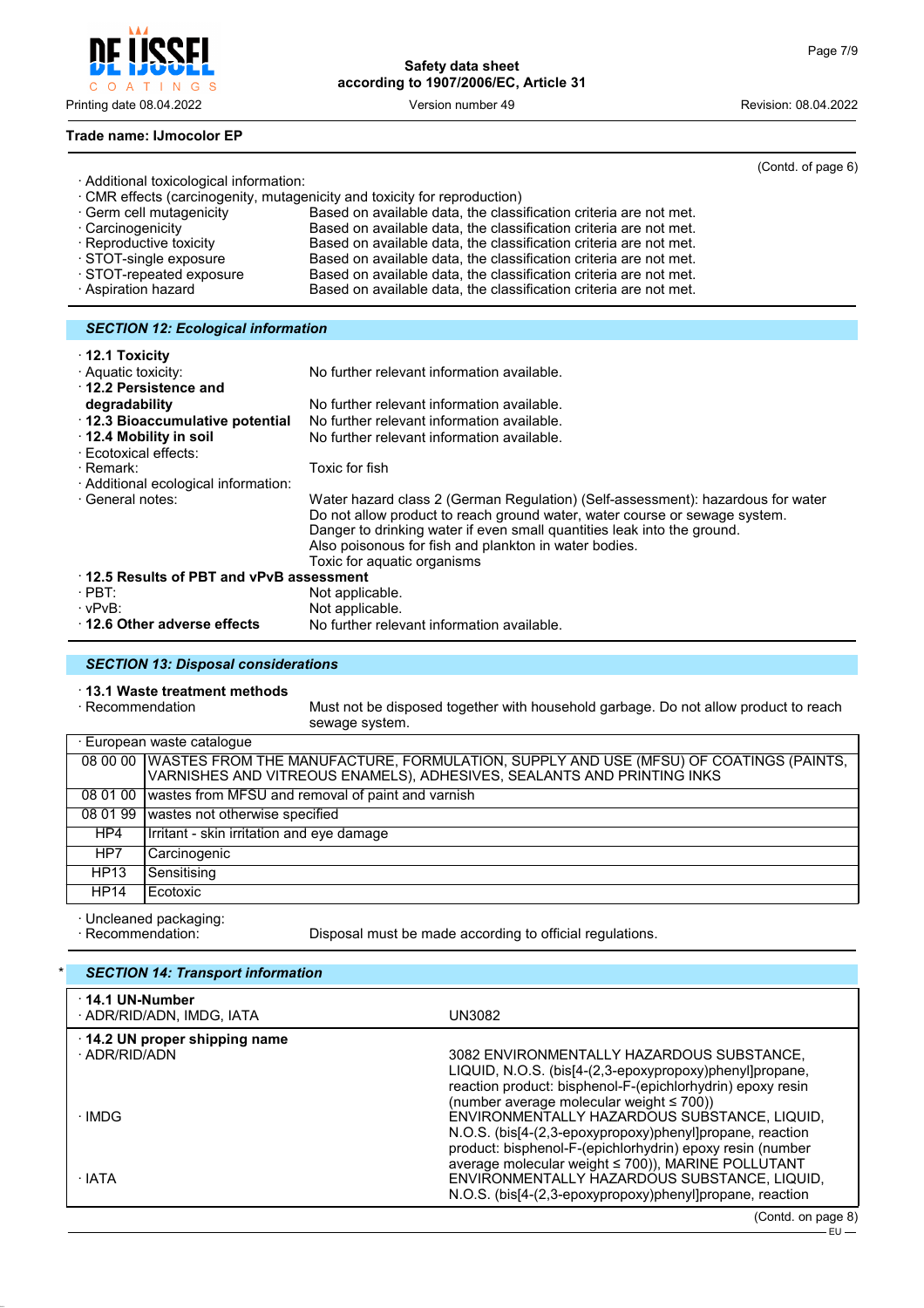**Trade name: IJmocolor EP**

(Contd. of page 6)

· Additional toxicological information:

· CMR effects (carcinogenity, mutagenicity and toxicity for reproduction)

| | |
|---|---|
| · Germ cell mutagenicity | Based on available data, the classification criteria are not met. |
| · Carcinogenicity | Based on available data, the classification criteria are not met. |
| · Reproductive toxicity | Based on available data, the classification criteria are not met. |
| · STOT-single exposure | Based on available data, the classification criteria are not met. |
| · STOT-repeated exposure | Based on available data, the classification criteria are not met. |
| · Aspiration hazard | Based on available data, the classification criteria are not met. |

## *SECTION 12: Ecological information*

· **12.1 Toxicity**

· Aquatic toxicity: No further relevant information available.

· **12.2 Persistence and degradability** No further relevant information available.

· **12.3 Bioaccumulative potential** No further relevant information available.

· **12.4 Mobility in soil** No further relevant information available.

· Ecotoxical effects:

· Remark: Toxic for fish

· Additional ecological information:

· General notes:
Water hazard class 2 (German Regulation) (Self-assessment): hazardous for water
Do not allow product to reach ground water, water course or sewage system.
Danger to drinking water if even small quantities leak into the ground.
Also poisonous for fish and plankton in water bodies.
Toxic for aquatic organisms

· **12.5 Results of PBT and vPvB assessment**

· PBT: Not applicable.

· vPvB: Not applicable.

· **12.6 Other adverse effects** No further relevant information available.

## *SECTION 13: Disposal considerations*

· **13.1 Waste treatment methods**

· Recommendation: Must not be disposed together with household garbage. Do not allow product to reach sewage system.

| · European waste catalogue | |
|---|---|
| 08 00 00 | WASTES FROM THE MANUFACTURE, FORMULATION, SUPPLY AND USE (MFSU) OF COATINGS (PAINTS, VARNISHES AND VITREOUS ENAMELS), ADHESIVES, SEALANTS AND PRINTING INKS |
| 08 01 00 | wastes from MFSU and removal of paint and varnish |
| 08 01 99 | wastes not otherwise specified |
| HP4 | Irritant - skin irritation and eye damage |
| HP7 | Carcinogenic |
| HP13 | Sensitising |
| HP14 | Ecotoxic |

· Uncleaned packaging:

· Recommendation: Disposal must be made according to official regulations.

## * *SECTION 14: Transport information*

| | |
|---|---|
| · **14.1 UN-Number** | |
| · ADR/RID/ADN, IMDG, IATA | UN3082 |
| · **14.2 UN proper shipping name** | |
| · ADR/RID/ADN | 3082 ENVIRONMENTALLY HAZARDOUS SUBSTANCE, LIQUID, N.O.S. (bis[4-(2,3-epoxypropoxy)phenyl]propane, reaction product: bisphenol-F-(epichlorhydrin) epoxy resin (number average molecular weight ≤ 700)) |
| · IMDG | ENVIRONMENTALLY HAZARDOUS SUBSTANCE, LIQUID, N.O.S. (bis[4-(2,3-epoxypropoxy)phenyl]propane, reaction product: bisphenol-F-(epichlorhydrin) epoxy resin (number average molecular weight ≤ 700)), MARINE POLLUTANT |
| · IATA | ENVIRONMENTALLY HAZARDOUS SUBSTANCE, LIQUID, N.O.S. (bis[4-(2,3-epoxypropoxy)phenyl]propane, reaction |

(Contd. on page 8)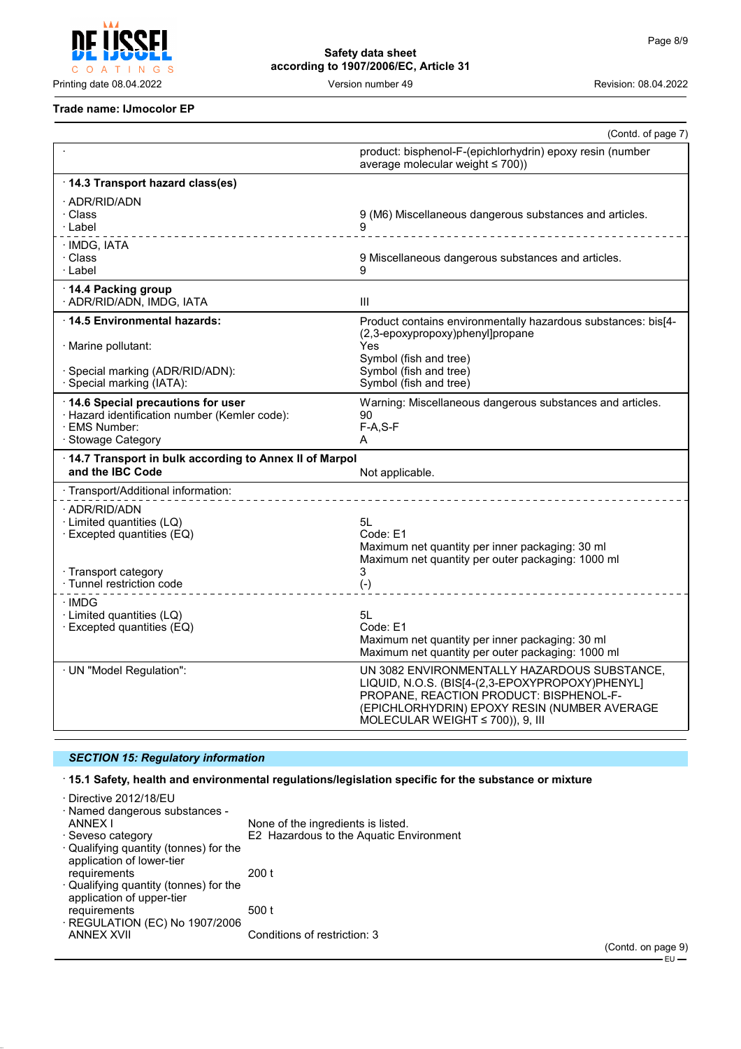**Trade name: IJmocolor EP**

(Contd. of page 7)

| | |
|---|---|
| · | product: bisphenol-F-(epichlorhydrin) epoxy resin (number average molecular weight ≤ 700)) |
| **· 14.3 Transport hazard class(es)** | |
| · ADR/RID/ADN | |
| · Class | 9 (M6) Miscellaneous dangerous substances and articles. |
| · Label | 9 |
| · IMDG, IATA | |
| · Class | 9 Miscellaneous dangerous substances and articles. |
| · Label | 9 |
| **· 14.4 Packing group** | |
| · ADR/RID/ADN, IMDG, IATA | III |
| **· 14.5 Environmental hazards:** | Product contains environmentally hazardous substances: bis[4-(2,3-epoxypropoxy)phenyl]propane |
| · Marine pollutant: | Yes<br>Symbol (fish and tree) |
| · Special marking (ADR/RID/ADN): | Symbol (fish and tree) |
| · Special marking (IATA): | Symbol (fish and tree) |
| **· 14.6 Special precautions for user** | Warning: Miscellaneous dangerous substances and articles. |
| · Hazard identification number (Kemler code): | 90 |
| · EMS Number: | F-A,S-F |
| · Stowage Category | A |
| **· 14.7 Transport in bulk according to Annex II of Marpol and the IBC Code** | Not applicable. |
| · Transport/Additional information: | |
| · ADR/RID/ADN | |
| · Limited quantities (LQ) | 5L |
| · Excepted quantities (EQ) | Code: E1<br>Maximum net quantity per inner packaging: 30 ml<br>Maximum net quantity per outer packaging: 1000 ml |
| · Transport category | 3 |
| · Tunnel restriction code | (-) |
| · IMDG | |
| · Limited quantities (LQ) | 5L |
| · Excepted quantities (EQ) | Code: E1<br>Maximum net quantity per inner packaging: 30 ml<br>Maximum net quantity per outer packaging: 1000 ml |
| · UN "Model Regulation": | UN 3082 ENVIRONMENTALLY HAZARDOUS SUBSTANCE, LIQUID, N.O.S. (BIS[4-(2,3-EPOXYPROPOXY)PHENYL] PROPANE, REACTION PRODUCT: BISPHENOL-F-(EPICHLORHYDRIN) EPOXY RESIN (NUMBER AVERAGE MOLECULAR WEIGHT ≤ 700)), 9, III |

## *SECTION 15: Regulatory information*

**· 15.1 Safety, health and environmental regulations/legislation specific for the substance or mixture**

| | |
|---|---|
| · Directive 2012/18/EU | |
| · Named dangerous substances - ANNEX I | None of the ingredients is listed. |
| · Seveso category | E2 Hazardous to the Aquatic Environment |
| · Qualifying quantity (tonnes) for the application of lower-tier requirements | 200 t |
| · Qualifying quantity (tonnes) for the application of upper-tier requirements | 500 t |
| · REGULATION (EC) No 1907/2006 ANNEX XVII | Conditions of restriction: 3 |

(Contd. on page 9)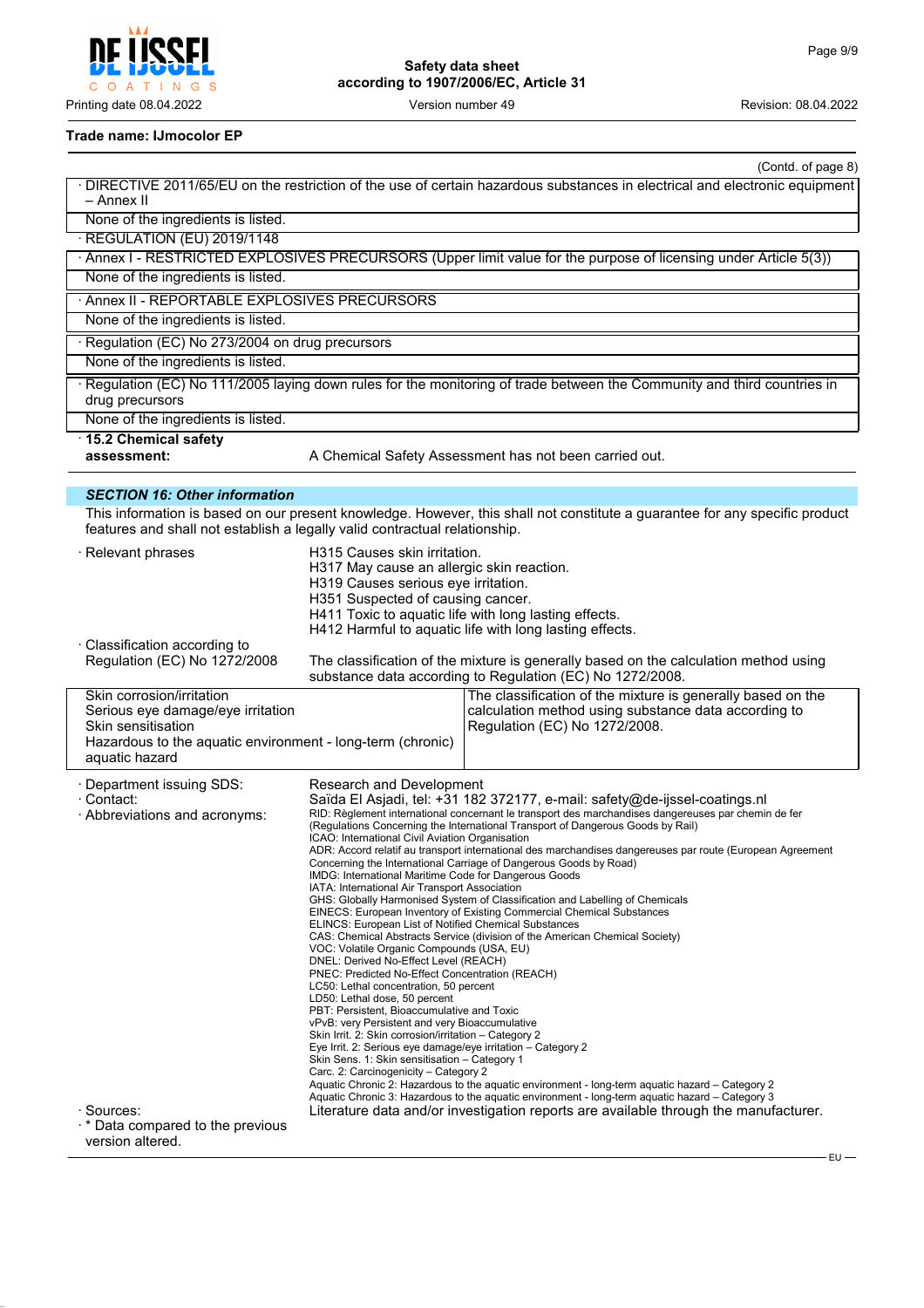**Trade name: IJmocolor EP**

(Contd. of page 8)

· DIRECTIVE 2011/65/EU on the restriction of the use of certain hazardous substances in electrical and electronic equipment – Annex II

None of the ingredients is listed.

· REGULATION (EU) 2019/1148

· Annex I - RESTRICTED EXPLOSIVES PRECURSORS (Upper limit value for the purpose of licensing under Article 5(3))

None of the ingredients is listed.

· Annex II - REPORTABLE EXPLOSIVES PRECURSORS

None of the ingredients is listed.

· Regulation (EC) No 273/2004 on drug precursors

None of the ingredients is listed.

· Regulation (EC) No 111/2005 laying down rules for the monitoring of trade between the Community and third countries in drug precursors

None of the ingredients is listed.

· **15.2 Chemical safety assessment:** A Chemical Safety Assessment has not been carried out.

## SECTION 16: Other information

This information is based on our present knowledge. However, this shall not constitute a guarantee for any specific product features and shall not establish a legally valid contractual relationship.

· Relevant phrases

H315 Causes skin irritation.
H317 May cause an allergic skin reaction.
H319 Causes serious eye irritation.
H351 Suspected of causing cancer.
H411 Toxic to aquatic life with long lasting effects.
H412 Harmful to aquatic life with long lasting effects.

· Classification according to Regulation (EC) No 1272/2008

The classification of the mixture is generally based on the calculation method using substance data according to Regulation (EC) No 1272/2008.

| | |
|---|---|
| Skin corrosion/irritation<br>Serious eye damage/eye irritation<br>Skin sensitisation<br>Hazardous to the aquatic environment - long-term (chronic) aquatic hazard | The classification of the mixture is generally based on the calculation method using substance data according to Regulation (EC) No 1272/2008. |

· Department issuing SDS: Research and Development

· Contact: Saïda El Asjadi, tel: +31 182 372177, e-mail: safety@de-ijssel-coatings.nl

· Abbreviations and acronyms:

RID: Règlement international concernant le transport des marchandises dangereuses par chemin de fer (Regulations Concerning the International Transport of Dangerous Goods by Rail)
ICAO: International Civil Aviation Organisation
ADR: Accord relatif au transport international des marchandises dangereuses par route (European Agreement Concerning the International Carriage of Dangerous Goods by Road)
IMDG: International Maritime Code for Dangerous Goods
IATA: International Air Transport Association
GHS: Globally Harmonised System of Classification and Labelling of Chemicals
EINECS: European Inventory of Existing Commercial Chemical Substances
ELINCS: European List of Notified Chemical Substances
CAS: Chemical Abstracts Service (division of the American Chemical Society)
VOC: Volatile Organic Compounds (USA, EU)
DNEL: Derived No-Effect Level (REACH)
PNEC: Predicted No-Effect Concentration (REACH)
LC50: Lethal concentration, 50 percent
LD50: Lethal dose, 50 percent
PBT: Persistent, Bioaccumulative and Toxic
vPvB: very Persistent and very Bioaccumulative
Skin Irrit. 2: Skin corrosion/irritation – Category 2
Eye Irrit. 2: Serious eye damage/eye irritation – Category 2
Skin Sens. 1: Skin sensitisation – Category 1
Carc. 2: Carcinogenicity – Category 2
Aquatic Chronic 2: Hazardous to the aquatic environment - long-term aquatic hazard – Category 2
Aquatic Chronic 3: Hazardous to the aquatic environment - long-term aquatic hazard – Category 3

· Sources: Literature data and/or investigation reports are available through the manufacturer.

· * Data compared to the previous version altered.